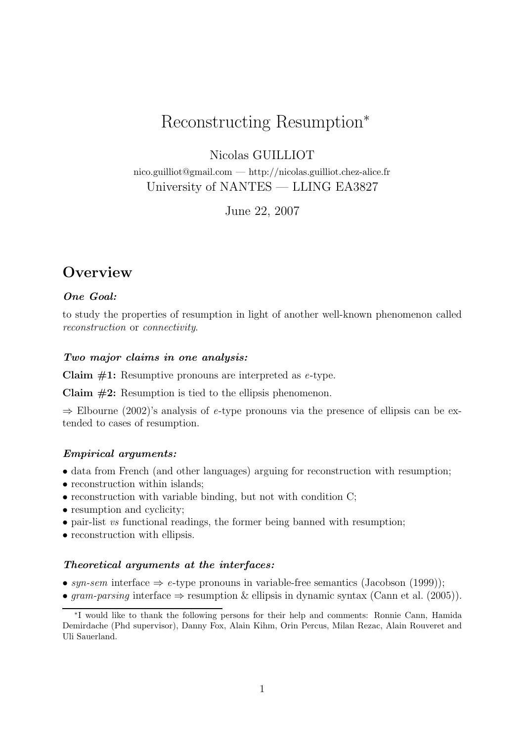# Reconstructing Resumption*

Nicolas GUILLIOT

nico.guilliot@gmail.com — http://nicolas.guilliot.chez-alice.fr

University of NANTES — LLING EA3827

June 22, 2007

## Overview

***One Goal:***

to study the properties of resumption in light of another well-known phenomenon called *reconstruction* or *connectivity*.

***Two major claims in one analysis:***

**Claim #1:** Resumptive pronouns are interpreted as *e*-type.

**Claim #2:** Resumption is tied to the ellipsis phenomenon.

⇒ Elbourne (2002)'s analysis of *e*-type pronouns via the presence of ellipsis can be extended to cases of resumption.

***Empirical arguments:***

- data from French (and other languages) arguing for reconstruction with resumption;
- reconstruction within islands;
- reconstruction with variable binding, but not with condition C;
- resumption and cyclicity;
- pair-list *vs* functional readings, the former being banned with resumption;
- reconstruction with ellipsis.

***Theoretical arguments at the interfaces:***

- *syn-sem* interface ⇒ *e*-type pronouns in variable-free semantics (Jacobson (1999));
- *gram-parsing* interface ⇒ resumption & ellipsis in dynamic syntax (Cann et al. (2005)).

*I would like to thank the following persons for their help and comments: Ronnie Cann, Hamida Demirdache (Phd supervisor), Danny Fox, Alain Kihm, Orin Percus, Milan Rezac, Alain Rouveret and Uli Sauerland.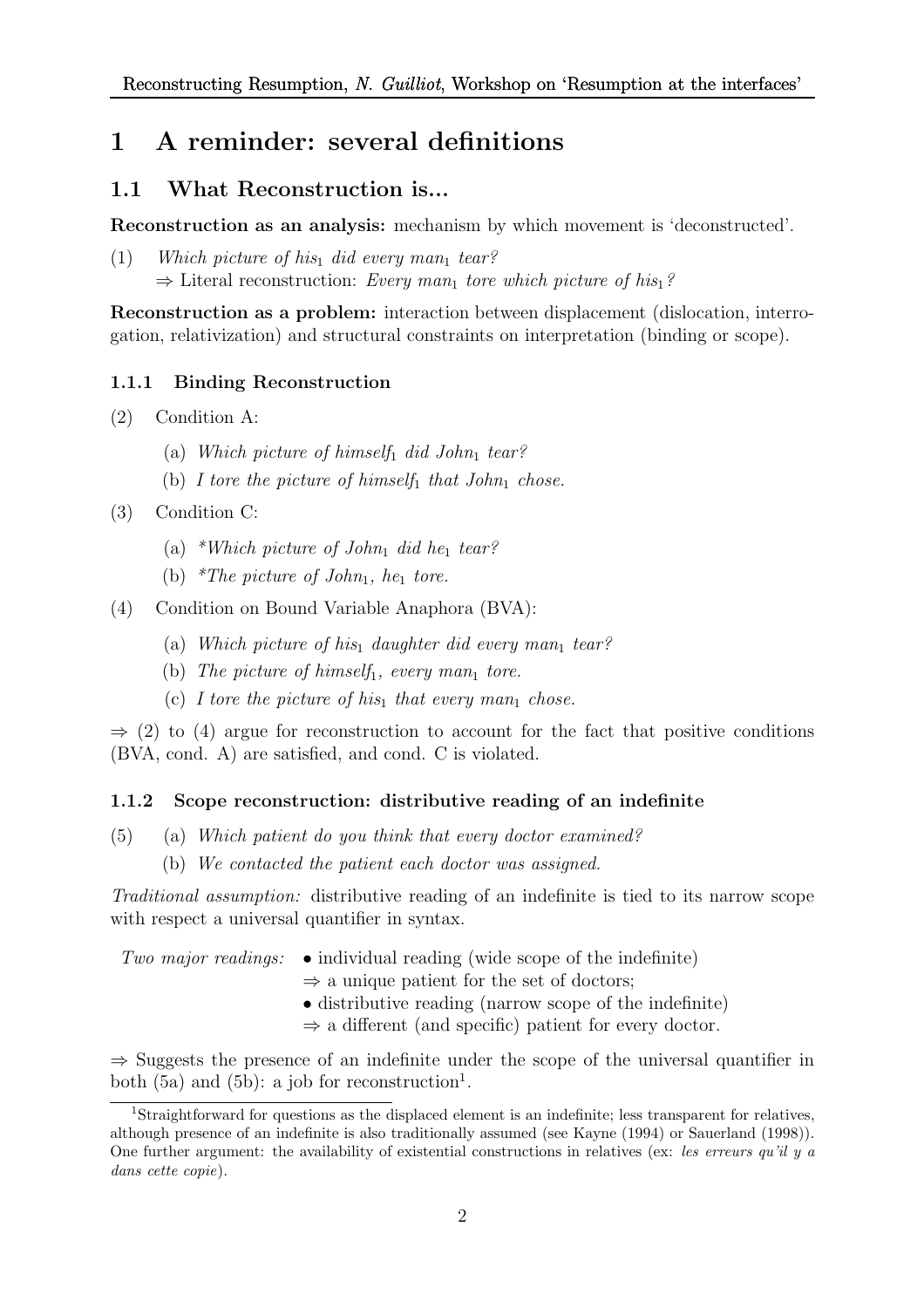# 1 A reminder: several definitions

## 1.1 What Reconstruction is...

**Reconstruction as an analysis:** mechanism by which movement is 'deconstructed'.

(1) *Which picture of his$_1$ did every man$_1$ tear?*
⇒ Literal reconstruction: *Every man$_1$ tore which picture of his$_1$?*

**Reconstruction as a problem:** interaction between displacement (dislocation, interrogation, relativization) and structural constraints on interpretation (binding or scope).

### 1.1.1 Binding Reconstruction

(2) Condition A:

(a) *Which picture of himself$_1$ did John$_1$ tear?*

(b) *I tore the picture of himself$_1$ that John$_1$ chose.*

(3) Condition C:

(a) *\*Which picture of John$_1$ did he$_1$ tear?*

(b) *\*The picture of John$_1$, he$_1$ tore.*

(4) Condition on Bound Variable Anaphora (BVA):

(a) *Which picture of his$_1$ daughter did every man$_1$ tear?*

(b) *The picture of himself$_1$, every man$_1$ tore.*

(c) *I tore the picture of his$_1$ that every man$_1$ chose.*

⇒ (2) to (4) argue for reconstruction to account for the fact that positive conditions (BVA, cond. A) are satisfied, and cond. C is violated.

### 1.1.2 Scope reconstruction: distributive reading of an indefinite

(5) (a) *Which patient do you think that every doctor examined?*

(b) *We contacted the patient each doctor was assigned.*

*Traditional assumption:* distributive reading of an indefinite is tied to its narrow scope with respect a universal quantifier in syntax.

*Two major readings:*
- individual reading (wide scope of the indefinite)
  ⇒ a unique patient for the set of doctors;
- distributive reading (narrow scope of the indefinite)
  ⇒ a different (and specific) patient for every doctor.

⇒ Suggests the presence of an indefinite under the scope of the universal quantifier in both (5a) and (5b): a job for reconstruction[1].

[1]Straightforward for questions as the displaced element is an indefinite; less transparent for relatives, although presence of an indefinite is also traditionally assumed (see Kayne (1994) or Sauerland (1998)). One further argument: the availability of existential constructions in relatives (ex: *les erreurs qu'il y a dans cette copie*).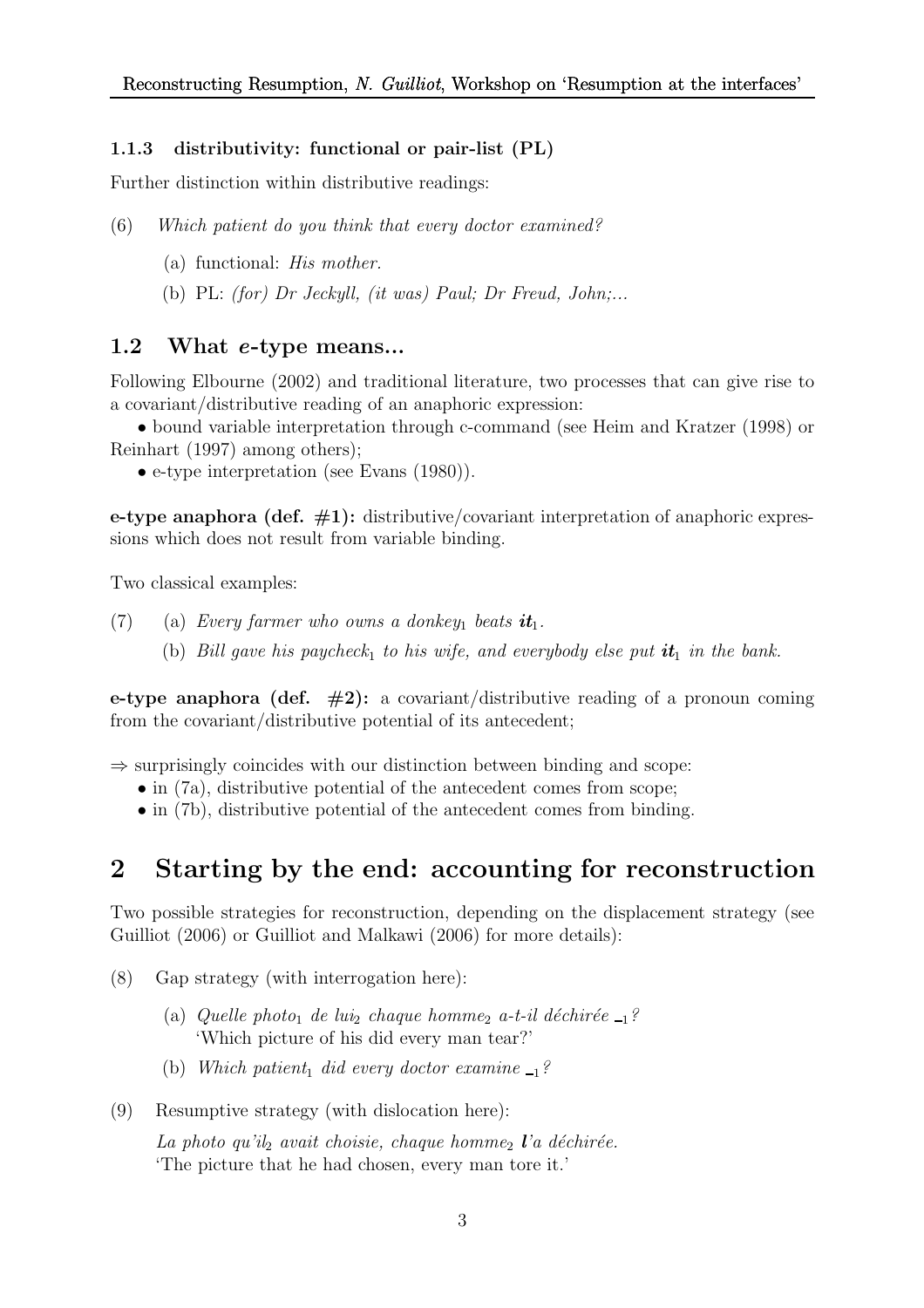### 1.1.3 distributivity: functional or pair-list (PL)

Further distinction within distributive readings:

(6) *Which patient do you think that every doctor examined?*

 (a) functional: *His mother.*

 (b) PL: *(for) Dr Jeckyll, (it was) Paul; Dr Freud, John;...*

## 1.2 What *e*-type means...

Following Elbourne (2002) and traditional literature, two processes that can give rise to a covariant/distributive reading of an anaphoric expression:

• bound variable interpretation through c-command (see Heim and Kratzer (1998) or Reinhart (1997) among others);

• e-type interpretation (see Evans (1980)).

**e-type anaphora (def. #1):** distributive/covariant interpretation of anaphoric expressions which does not result from variable binding.

Two classical examples:

(7) (a) *Every farmer who owns a donkey*$_1$ *beats* ***it***$_1$.

 (b) *Bill gave his paycheck*$_1$ *to his wife, and everybody else put* ***it***$_1$ *in the bank.*

**e-type anaphora (def. #2):** a covariant/distributive reading of a pronoun coming from the covariant/distributive potential of its antecedent;

⇒ surprisingly coincides with our distinction between binding and scope:

• in (7a), distributive potential of the antecedent comes from scope;

• in (7b), distributive potential of the antecedent comes from binding.

# 2 Starting by the end: accounting for reconstruction

Two possible strategies for reconstruction, depending on the displacement strategy (see Guilliot (2006) or Guilliot and Malkawi (2006) for more details):

(8) Gap strategy (with interrogation here):

 (a) *Quelle photo*$_1$ *de lui*$_2$ *chaque homme*$_2$ *a-t-il déchirée* $\__1$*?*
 'Which picture of his did every man tear?'

 (b) *Which patient*$_1$ *did every doctor examine* $\__1$*?*

(9) Resumptive strategy (with dislocation here):

 *La photo qu'il*$_2$ *avait choisie, chaque homme*$_2$ ***l'****a déchirée.*
 'The picture that he had chosen, every man tore it.'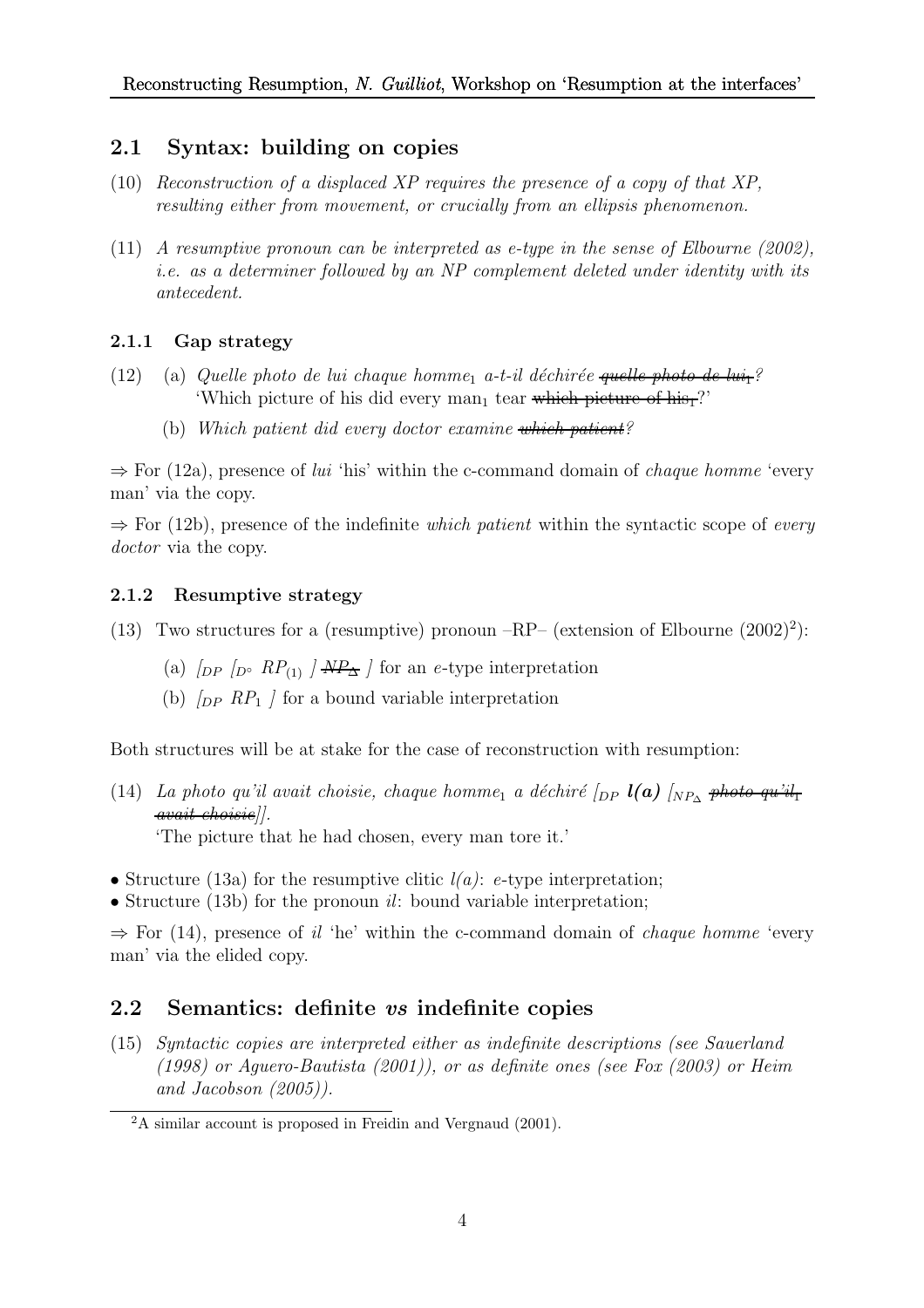## 2.1 Syntax: building on copies

(10) *Reconstruction of a displaced XP requires the presence of a copy of that XP, resulting either from movement, or crucially from an ellipsis phenomenon.*

(11) *A resumptive pronoun can be interpreted as e-type in the sense of Elbourne (2002), i.e. as a determiner followed by an NP complement deleted under identity with its antecedent.*

### 2.1.1 Gap strategy

(12) (a) *Quelle photo de lui chaque homme$_1$ a-t-il déchirée ~~quelle photo de lui$_1$~~?*
'Which picture of his did every man$_1$ tear ~~which picture of his$_1$~~?'

(b) *Which patient did every doctor examine ~~which patient~~?*

⇒ For (12a), presence of *lui* 'his' within the c-command domain of *chaque homme* 'every man' via the copy.

⇒ For (12b), presence of the indefinite *which patient* within the syntactic scope of *every doctor* via the copy.

### 2.1.2 Resumptive strategy

(13) Two structures for a (resumptive) pronoun –RP– (extension of Elbourne (2002)[2]):

(a) $[_{DP}$ $[_{D^\circ}$ $RP_{(1)}$ $]$ ~~$NP_\Delta$~~ $]$ for an *e*-type interpretation

(b) $[_{DP}$ $RP_1$ $]$ for a bound variable interpretation

Both structures will be at stake for the case of reconstruction with resumption:

(14) *La photo qu'il avait choisie, chaque homme$_1$ a déchiré $[_{DP}$ **l(a)** $[_{NP_\Delta}$ ~~photo qu'il$_1$ avait choisie~~$]]$.*
'The picture that he had chosen, every man tore it.'

- Structure (13a) for the resumptive clitic *l(a)*: *e*-type interpretation;
- Structure (13b) for the pronoun *il*: bound variable interpretation;

⇒ For (14), presence of *il* 'he' within the c-command domain of *chaque homme* 'every man' via the elided copy.

## 2.2 Semantics: definite *vs* indefinite copies

(15) *Syntactic copies are interpreted either as indefinite descriptions (see Sauerland (1998) or Aguero-Bautista (2001)), or as definite ones (see Fox (2003) or Heim and Jacobson (2005)).*

---

[2] A similar account is proposed in Freidin and Vergnaud (2001).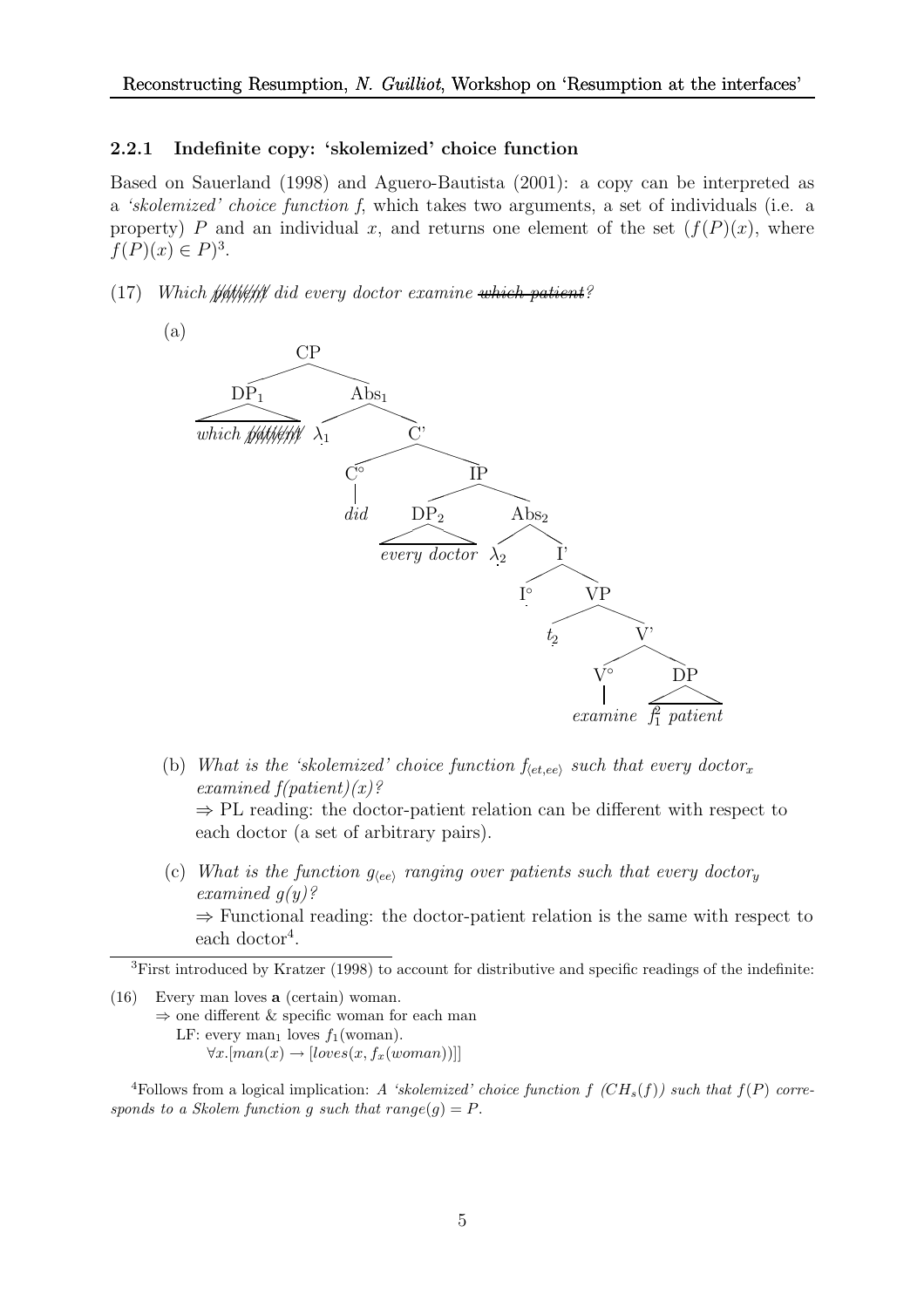### 2.2.1 Indefinite copy: 'skolemized' choice function

Based on Sauerland (1998) and Aguero-Bautista (2001): a copy can be interpreted as a *'skolemized' choice function f*, which takes two arguments, a set of individuals (i.e. a property) $P$ and an individual $x$, and returns one element of the set ($f(P)(x)$, where $f(P)(x) \in P$)[3].

(17) *Which ~~patient~~ did every doctor examine ~~which patient~~?*

(a)

```
[CP [DP1 which ~~patient~~] [Abs1 λ1 [C' [C° did] [IP [DP2 every doctor] [Abs2 λ2 [I' I° [VP t2 [V' [V° examine] [DP f_1^2 patient]]]]]]]]]
```

(b) *What is the 'skolemized' choice function $f_{\langle et,ee \rangle}$ such that every doctor$_x$ examined f(patient)(x)?*
⇒ PL reading: the doctor-patient relation can be different with respect to each doctor (a set of arbitrary pairs).

(c) *What is the function $g_{\langle ee \rangle}$ ranging over patients such that every doctor$_y$ examined g(y)?*
⇒ Functional reading: the doctor-patient relation is the same with respect to each doctor[4].

---

[3] First introduced by Kratzer (1998) to account for distributive and specific readings of the indefinite:

(16) Every man loves **a** (certain) woman.
⇒ one different & specific woman for each man
LF: every man$_1$ loves $f_1$(woman).
$\forall x.[man(x) \rightarrow [loves(x, f_x(woman))]]$

[4] Follows from a logical implication: *A 'skolemized' choice function f ($CH_s(f)$) such that f(P) corresponds to a Skolem function g such that range(g) = P.*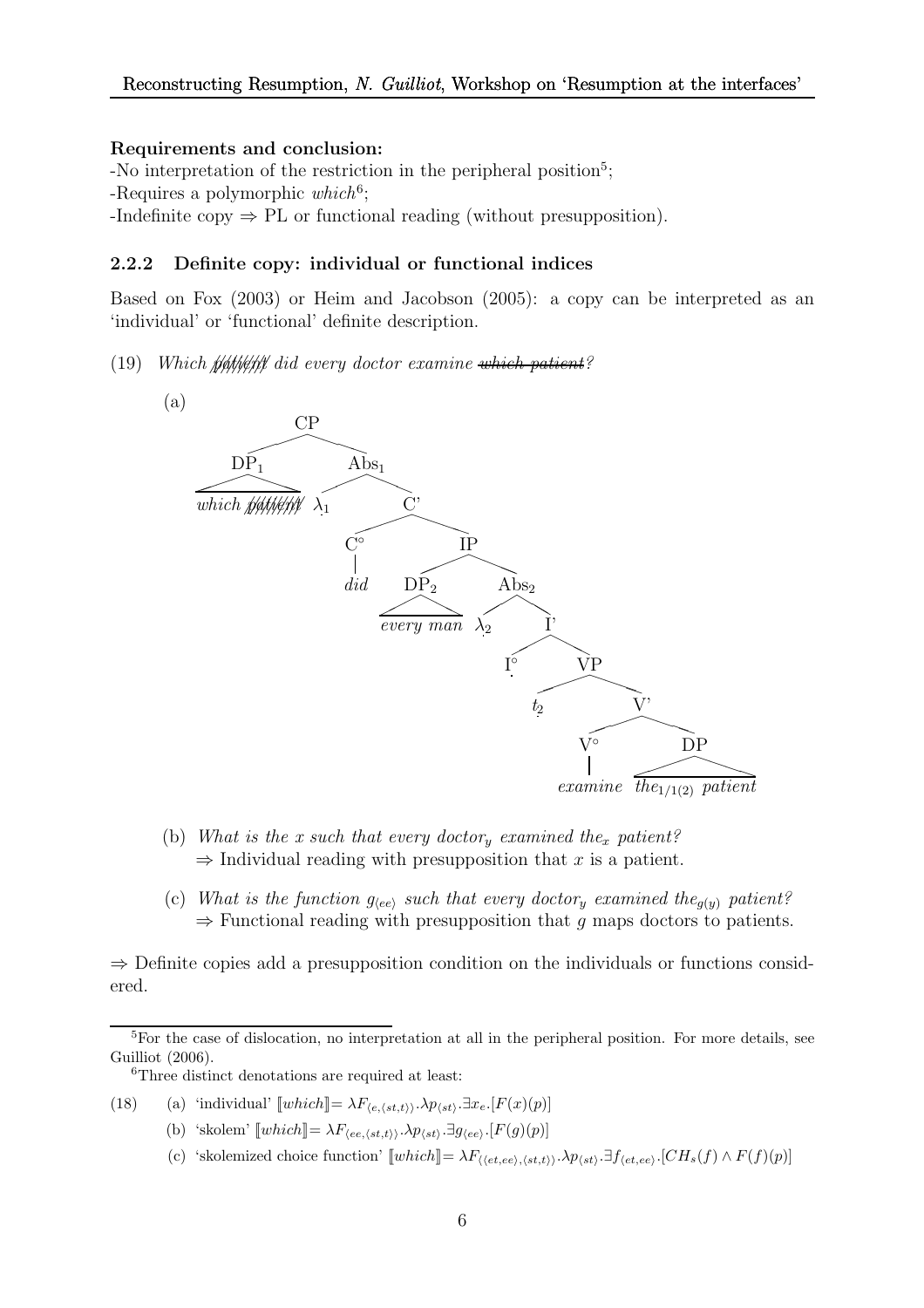**Requirements and conclusion:**

-No interpretation of the restriction in the peripheral position[5];

-Requires a polymorphic *which*[6];

-Indefinite copy ⇒ PL or functional reading (without presupposition).

### 2.2.2 Definite copy: individual or functional indices

Based on Fox (2003) or Heim and Jacobson (2005): a copy can be interpreted as an 'individual' or 'functional' definite description.

(19) *Which ~~patient~~ did every doctor examine ~~which patient~~?*

(a)

```
CP
├── DP_1
│   └── which ~~patient~~
└── Abs_1
    ├── λ_1
    └── C'
        ├── C°
        │   └── did
        └── IP
            ├── DP_2
            │   └── every man
            └── Abs_2
                ├── λ_2
                └── I'
                    ├── I°
                    └── VP
                        ├── t_2
                        └── V'
                            ├── V°
                            │   └── examine
                            └── DP
                                └── the_{1/1(2)} patient
```

(b) *What is the x such that every doctor$_y$ examined the$_x$ patient?*
⇒ Individual reading with presupposition that $x$ is a patient.

(c) *What is the function $g_{\langle ee \rangle}$ such that every doctor$_y$ examined the$_{g(y)}$ patient?*
⇒ Functional reading with presupposition that $g$ maps doctors to patients.

⇒ Definite copies add a presupposition condition on the individuals or functions considered.

---

[5] For the case of dislocation, no interpretation at all in the peripheral position. For more details, see Guilliot (2006).

[6] Three distinct denotations are required at least:

(18) (a) 'individual' $[\![which]\!] = \lambda F_{\langle e,\langle st,t \rangle\rangle}.\lambda p_{\langle st \rangle}.\exists x_e.[F(x)(p)]$

(b) 'skolem' $[\![which]\!] = \lambda F_{\langle ee,\langle st,t \rangle\rangle}.\lambda p_{\langle st \rangle}.\exists g_{\langle ee \rangle}.[F(g)(p)]$

(c) 'skolemized choice function' $[\![which]\!] = \lambda F_{\langle\langle et,ee \rangle,\langle st,t \rangle\rangle}.\lambda p_{\langle st \rangle}.\exists f_{\langle et,ee \rangle}.[CH_s(f) \wedge F(f)(p)]$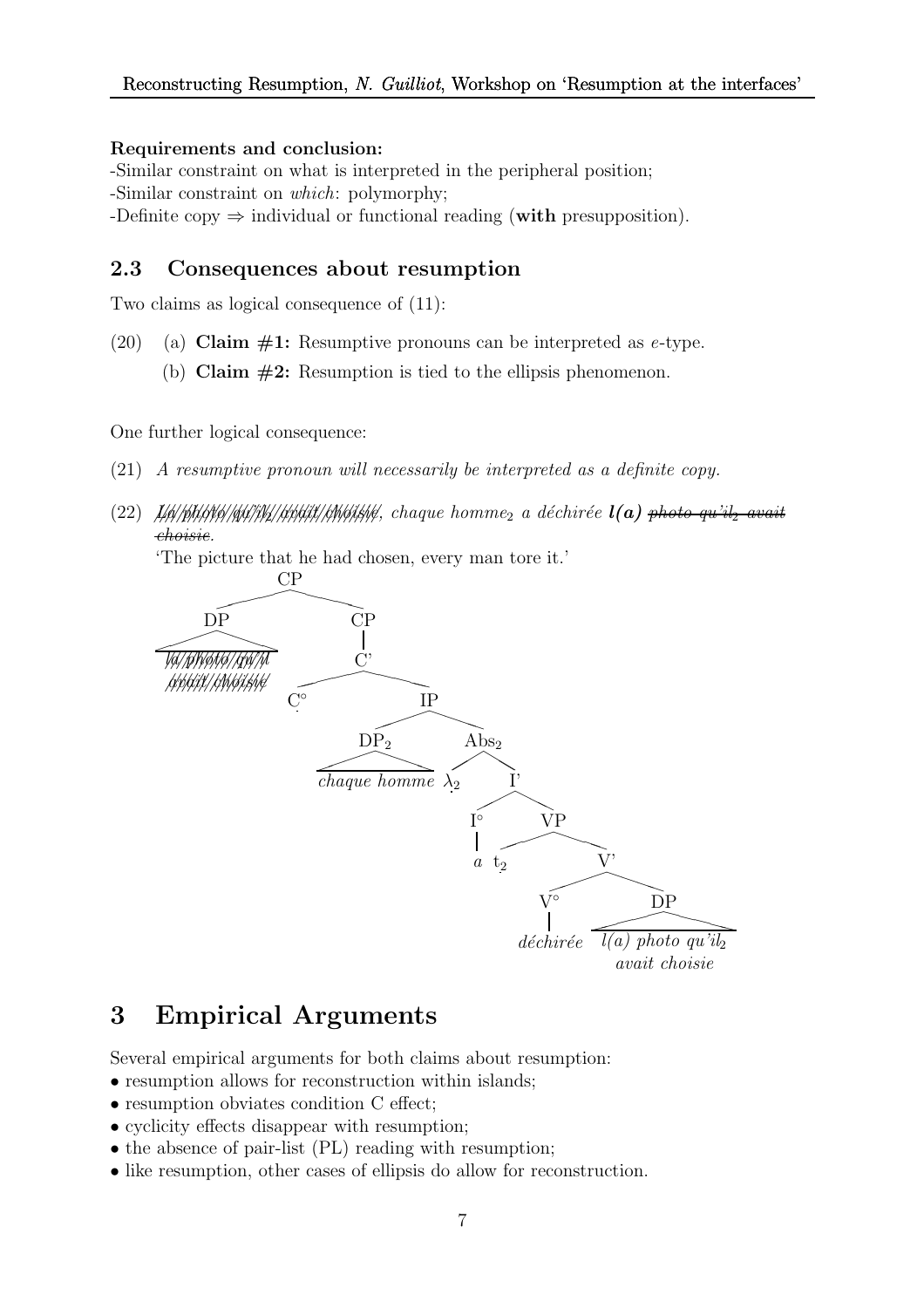**Requirements and conclusion:**

-Similar constraint on what is interpreted in the peripheral position;

-Similar constraint on *which*: polymorphy;

-Definite copy ⇒ individual or functional reading (**with** presupposition).

## 2.3 Consequences about resumption

Two claims as logical consequence of (11):

(20) (a) **Claim #1:** Resumptive pronouns can be interpreted as *e*-type.

(b) **Claim #2:** Resumption is tied to the ellipsis phenomenon.

One further logical consequence:

(21) *A resumptive pronoun will necessarily be interpreted as a definite copy.*

(22) ~~*La photo qu'il$_2$ avait choisie*~~, *chaque homme$_2$ a déchirée* ***l(a)*** ~~*photo qu'il$_2$ avait choisie*~~.

'The picture that he had chosen, every man tore it.'

[CP [DP ~~la photo qu'il avait choisie~~] [CP [C' [C° ] [IP [DP$_2$ *chaque homme*] [Abs$_2$ $\lambda_2$ [I' [I° *a*] [VP t$_2$ [V' [V° *déchirée*] [DP *l(a) photo qu'il$_2$ avait choisie*]]]]]]]]]

# 3 Empirical Arguments

Several empirical arguments for both claims about resumption:

- resumption allows for reconstruction within islands;
- resumption obviates condition C effect;
- cyclicity effects disappear with resumption;
- the absence of pair-list (PL) reading with resumption;
- like resumption, other cases of ellipsis do allow for reconstruction.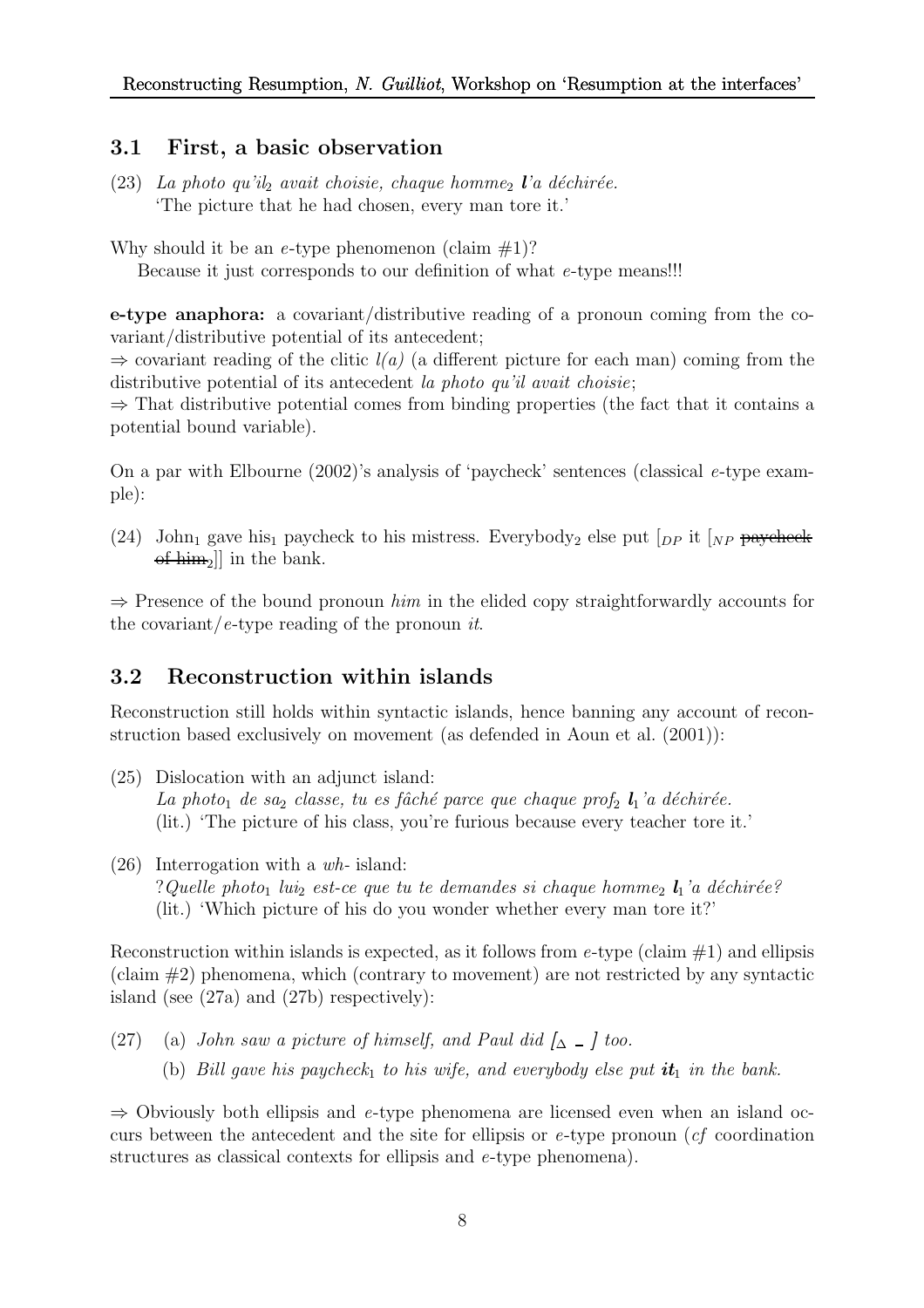### 3.1 First, a basic observation

(23) *La photo qu'il$_2$ avait choisie, chaque homme$_2$* ***l****'a déchirée.*
'The picture that he had chosen, every man tore it.'

Why should it be an *e*-type phenomenon (claim #1)?
Because it just corresponds to our definition of what *e*-type means!!!

**e-type anaphora:** a covariant/distributive reading of a pronoun coming from the covariant/distributive potential of its antecedent;
⇒ covariant reading of the clitic *l(a)* (a different picture for each man) coming from the distributive potential of its antecedent *la photo qu'il avait choisie*;
⇒ That distributive potential comes from binding properties (the fact that it contains a potential bound variable).

On a par with Elbourne (2002)'s analysis of 'paycheck' sentences (classical *e*-type example):

(24) John$_1$ gave his$_1$ paycheck to his mistress. Everybody$_2$ else put [$_{DP}$ it [$_{NP}$ ~~paycheck of him$_2$~~]] in the bank.

⇒ Presence of the bound pronoun *him* in the elided copy straightforwardly accounts for the covariant/*e*-type reading of the pronoun *it*.

### 3.2 Reconstruction within islands

Reconstruction still holds within syntactic islands, hence banning any account of reconstruction based exclusively on movement (as defended in Aoun et al. (2001)):

(25) Dislocation with an adjunct island:
*La photo$_1$ de sa$_2$ classe, tu es fâché parce que chaque prof$_2$* ***l****$_1$'a déchirée.*
(lit.) 'The picture of his class, you're furious because every teacher tore it.'

(26) Interrogation with a *wh-* island:
?*Quelle photo$_1$ lui$_2$ est-ce que tu te demandes si chaque homme$_2$* ***l****$_1$'a déchirée?*
(lit.) 'Which picture of his do you wonder whether every man tore it?'

Reconstruction within islands is expected, as it follows from *e*-type (claim #1) and ellipsis (claim #2) phenomena, which (contrary to movement) are not restricted by any syntactic island (see (27a) and (27b) respectively):

(27) (a) *John saw a picture of himself, and Paul did [$_\Delta$ \_ ] too.*
(b) *Bill gave his paycheck$_1$ to his wife, and everybody else put* ***it****$_1$ in the bank.*

⇒ Obviously both ellipsis and *e*-type phenomena are licensed even when an island occurs between the antecedent and the site for ellipsis or *e*-type pronoun (*cf* coordination structures as classical contexts for ellipsis and *e*-type phenomena).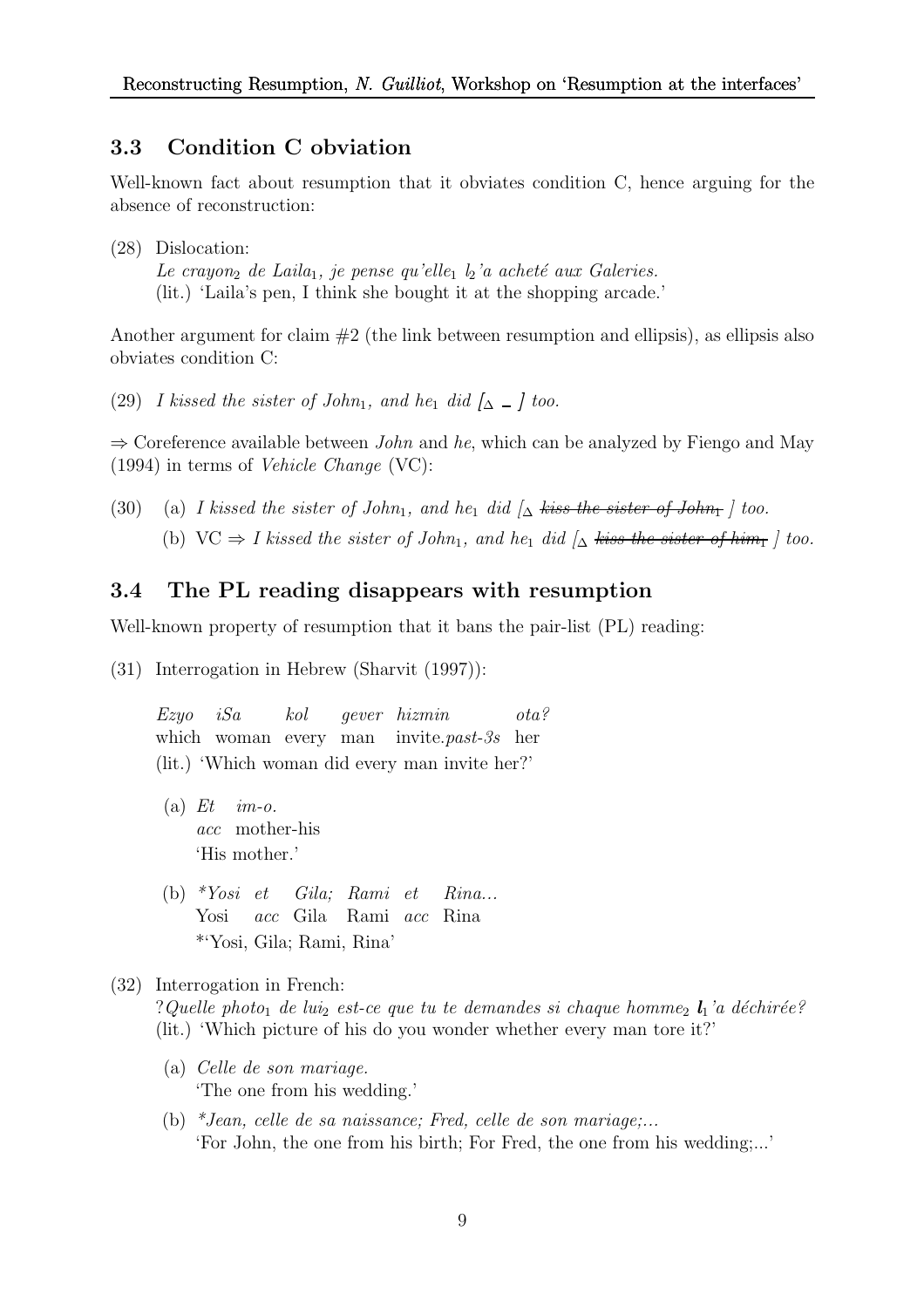### 3.3 Condition C obviation

Well-known fact about resumption that it obviates condition C, hence arguing for the absence of reconstruction:

(28) Dislocation:
*Le crayon$_2$ de Laila$_1$, je pense qu'elle$_1$ l$_2$'a acheté aux Galeries.*
(lit.) 'Laila's pen, I think she bought it at the shopping arcade.'

Another argument for claim #2 (the link between resumption and ellipsis), as ellipsis also obviates condition C:

(29) *I kissed the sister of John$_1$, and he$_1$ did [$_\Delta$ _ ] too.*

⇒ Coreference available between *John* and *he*, which can be analyzed by Fiengo and May (1994) in terms of *Vehicle Change* (VC):

(30) (a) *I kissed the sister of John$_1$, and he$_1$ did [$_\Delta$ ~~kiss the sister of John$_1$~~ ] too.*
(b) VC ⇒ *I kissed the sister of John$_1$, and he$_1$ did [$_\Delta$ ~~kiss the sister of him$_1$~~ ] too.*

### 3.4 The PL reading disappears with resumption

Well-known property of resumption that it bans the pair-list (PL) reading:

(31) Interrogation in Hebrew (Sharvit (1997)):

*Ezyo iSa kol gever hizmin ota?*
which woman every man invite.*past-3s* her
(lit.) 'Which woman did every man invite her?'

(a) *Et im-o.*
*acc* mother-his
'His mother.'

(b) *\*Yosi et Gila; Rami et Rina...*
Yosi *acc* Gila Rami *acc* Rina
*'Yosi, Gila; Rami, Rina'

(32) Interrogation in French:
?*Quelle photo$_1$ de lui$_2$ est-ce que tu te demandes si chaque homme$_2$* ***l****$_1$'a déchirée?*
(lit.) 'Which picture of his do you wonder whether every man tore it?'

(a) *Celle de son mariage.*
'The one from his wedding.'

(b) *\*Jean, celle de sa naissance; Fred, celle de son mariage;...*
'For John, the one from his birth; For Fred, the one from his wedding;...'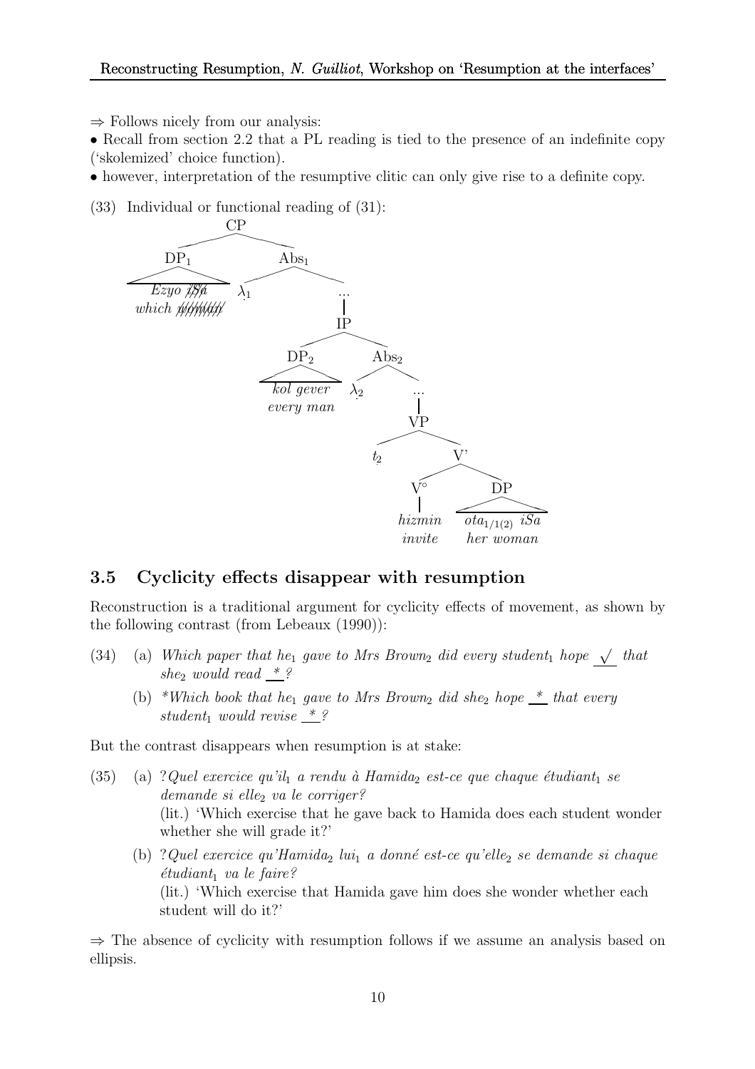⇒ Follows nicely from our analysis:

• Recall from section 2.2 that a PL reading is tied to the presence of an indefinite copy ('skolemized' choice function).

• however, interpretation of the resumptive clitic can only give rise to a definite copy.

(33) Individual or functional reading of (31):

```
CP
├── DP_1: Ezyo iSa (struck out) / which woman (struck out)
└── Abs_1
    ├── λ_1
    └── ...
        └── IP
            ├── DP_2: kol gever / every man
            └── Abs_2
                ├── λ_2
                └── ...
                    └── VP
                        ├── t_2
                        └── V'
                            ├── V°: hizmin / invite
                            └── DP: ota_{1/1(2)} iSa / her woman
```

## 3.5 Cyclicity effects disappear with resumption

Reconstruction is a traditional argument for cyclicity effects of movement, as shown by the following contrast (from Lebeaux (1990)):

(34) (a) *Which paper that he$_1$ gave to Mrs Brown$_2$ did every student$_1$ hope* $\underline{\surd}$ *that she$_2$ would read* $\underline{\ *\ }$*?*

(b) *\*Which book that he$_1$ gave to Mrs Brown$_2$ did she$_2$ hope* $\underline{\ *\ }$ *that every student$_1$ would revise* $\underline{\ *\ }$*?*

But the contrast disappears when resumption is at stake:

(35) (a) ?*Quel exercice qu'il$_1$ a rendu à Hamida$_2$ est-ce que chaque étudiant$_1$ se demande si elle$_2$ va le corriger?*
(lit.) 'Which exercise that he gave back to Hamida does each student wonder whether she will grade it?'

(b) ?*Quel exercice qu'Hamida$_2$ lui$_1$ a donné est-ce qu'elle$_2$ se demande si chaque étudiant$_1$ va le faire?*
(lit.) 'Which exercise that Hamida gave him does she wonder whether each student will do it?'

⇒ The absence of cyclicity with resumption follows if we assume an analysis based on ellipsis.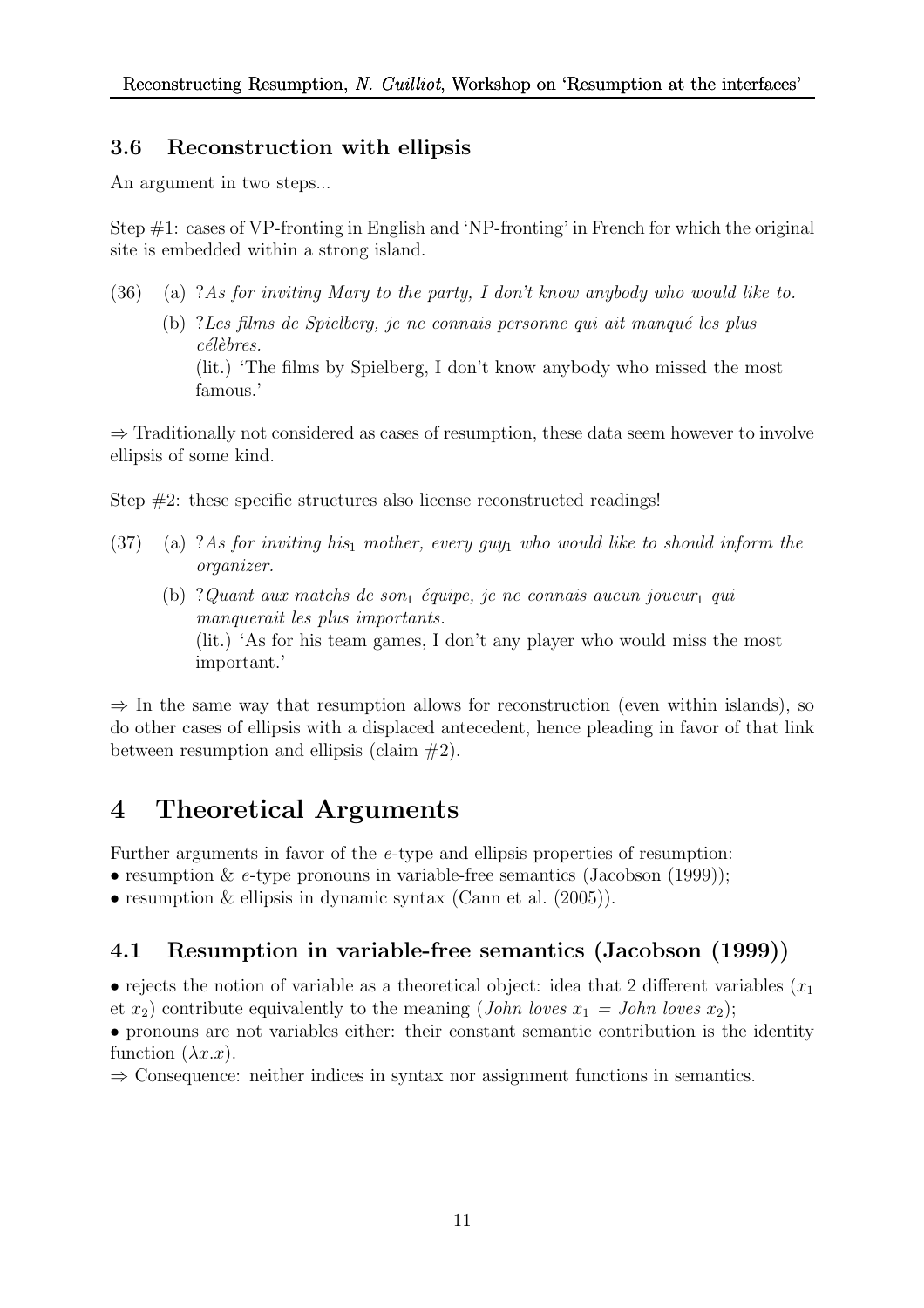### 3.6 Reconstruction with ellipsis

An argument in two steps...

Step #1: cases of VP-fronting in English and 'NP-fronting' in French for which the original site is embedded within a strong island.

(36) (a) ?*As for inviting Mary to the party, I don't know anybody who would like to.*

(b) ?*Les films de Spielberg, je ne connais personne qui ait manqué les plus célèbres.*
(lit.) 'The films by Spielberg, I don't know anybody who missed the most famous.'

⇒ Traditionally not considered as cases of resumption, these data seem however to involve ellipsis of some kind.

Step #2: these specific structures also license reconstructed readings!

(37) (a) ?*As for inviting his*$_1$ *mother, every guy*$_1$ *who would like to should inform the organizer.*

(b) ?*Quant aux matchs de son*$_1$ *équipe, je ne connais aucun joueur*$_1$ *qui manquerait les plus importants.*
(lit.) 'As for his team games, I don't any player who would miss the most important.'

⇒ In the same way that resumption allows for reconstruction (even within islands), so do other cases of ellipsis with a displaced antecedent, hence pleading in favor of that link between resumption and ellipsis (claim #2).

# 4 Theoretical Arguments

Further arguments in favor of the $e$-type and ellipsis properties of resumption:
- resumption & $e$-type pronouns in variable-free semantics (Jacobson (1999));
- resumption & ellipsis in dynamic syntax (Cann et al. (2005)).

## 4.1 Resumption in variable-free semantics (Jacobson (1999))

- rejects the notion of variable as a theoretical object: idea that 2 different variables ($x_1$ et $x_2$) contribute equivalently to the meaning (*John loves* $x_1$ = *John loves* $x_2$);
- pronouns are not variables either: their constant semantic contribution is the identity function ($\lambda x.x$).

⇒ Consequence: neither indices in syntax nor assignment functions in semantics.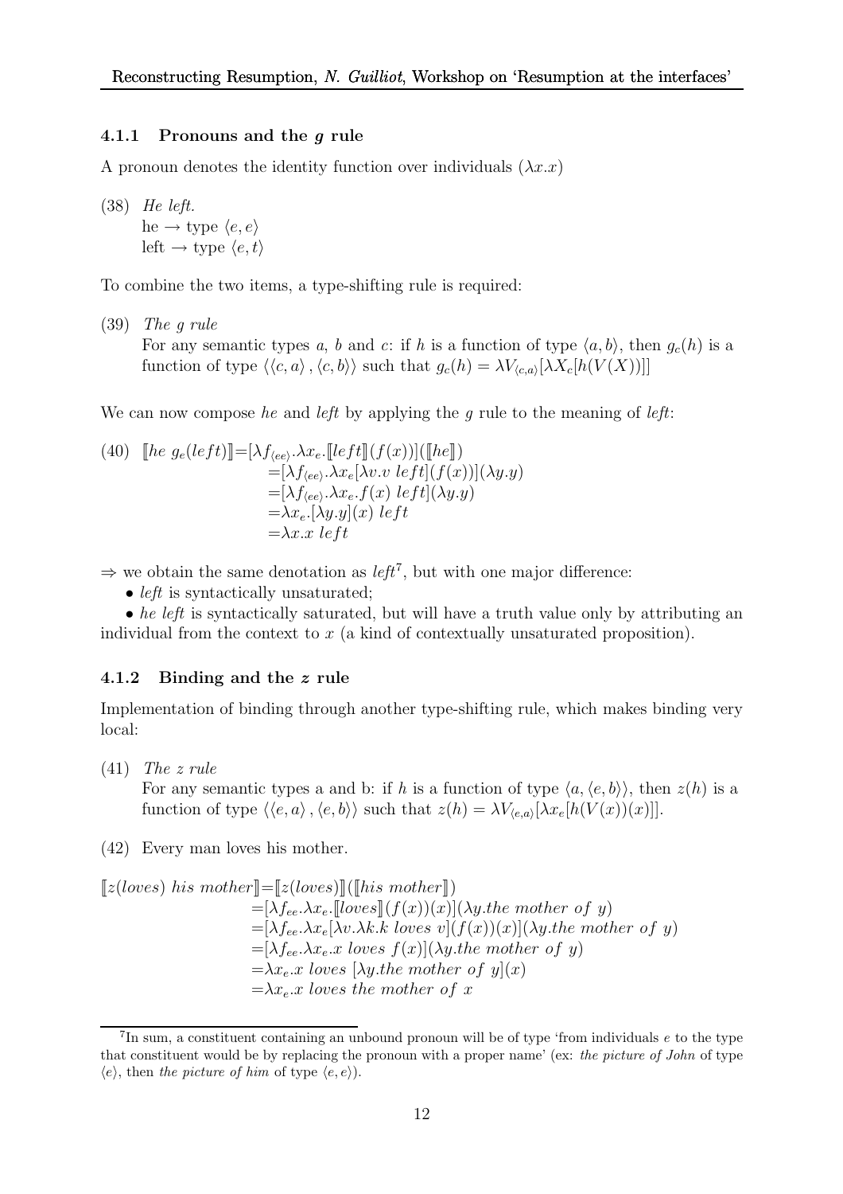#### 4.1.1 Pronouns and the *g* rule

A pronoun denotes the identity function over individuals ($\lambda x.x$)

(38) *He left.*
he $\rightarrow$ type $\langle e, e\rangle$
left $\rightarrow$ type $\langle e, t\rangle$

To combine the two items, a type-shifting rule is required:

(39) *The g rule*
For any semantic types $a$, $b$ and $c$: if $h$ is a function of type $\langle a, b\rangle$, then $g_c(h)$ is a function of type $\langle\langle c, a\rangle, \langle c, b\rangle\rangle$ such that $g_c(h) = \lambda V_{\langle c,a\rangle}[\lambda X_c[h(V(X))]]$

We can now compose *he* and *left* by applying the $g$ rule to the meaning of *left*:

(40)
$$
\begin{aligned}
[\![he\ g_e(left)]\!] &= [\lambda f_{\langle ee\rangle}.\lambda x_e.[\![left]\!](f(x))]([\![he]\!])\\
&= [\lambda f_{\langle ee\rangle}.\lambda x_e[\lambda v.v\ left](f(x))](\lambda y.y)\\
&= [\lambda f_{\langle ee\rangle}.\lambda x_e.f(x)\ left](\lambda y.y)\\
&= \lambda x_e.[\lambda y.y](x)\ left\\
&= \lambda x.x\ left
\end{aligned}
$$

$\Rightarrow$ we obtain the same denotation as *left*[7], but with one major difference:

- *left* is syntactically unsaturated;
- *he left* is syntactically saturated, but will have a truth value only by attributing an individual from the context to $x$ (a kind of contextually unsaturated proposition).

#### 4.1.2 Binding and the *z* rule

Implementation of binding through another type-shifting rule, which makes binding very local:

(41) *The z rule*
For any semantic types a and b: if $h$ is a function of type $\langle a, \langle e, b\rangle\rangle$, then $z(h)$ is a function of type $\langle\langle e, a\rangle, \langle e, b\rangle\rangle$ such that $z(h) = \lambda V_{\langle e,a\rangle}[\lambda x_e[h(V(x))(x)]]$.

(42) Every man loves his mother.

$$
\begin{aligned}
[\![z(loves)\ his\ mother]\!] &= [\![z(loves)]\!]([\![his\ mother]\!])\\
&= [\lambda f_{ee}.\lambda x_e.[\![loves]\!](f(x))(x)](\lambda y.the\ mother\ of\ y)\\
&= [\lambda f_{ee}.\lambda x_e[\lambda v.\lambda k.k\ loves\ v](f(x))(x)](\lambda y.the\ mother\ of\ y)\\
&= [\lambda f_{ee}.\lambda x_e.x\ loves\ f(x)](\lambda y.the\ mother\ of\ y)\\
&= \lambda x_e.x\ loves\ [\lambda y.the\ mother\ of\ y](x)\\
&= \lambda x_e.x\ loves\ the\ mother\ of\ x
\end{aligned}
$$

[7] In sum, a constituent containing an unbound pronoun will be of type 'from individuals $e$ to the type that constituent would be by replacing the pronoun with a proper name' (ex: *the picture of John* of type $\langle e\rangle$, then *the picture of him* of type $\langle e, e\rangle$).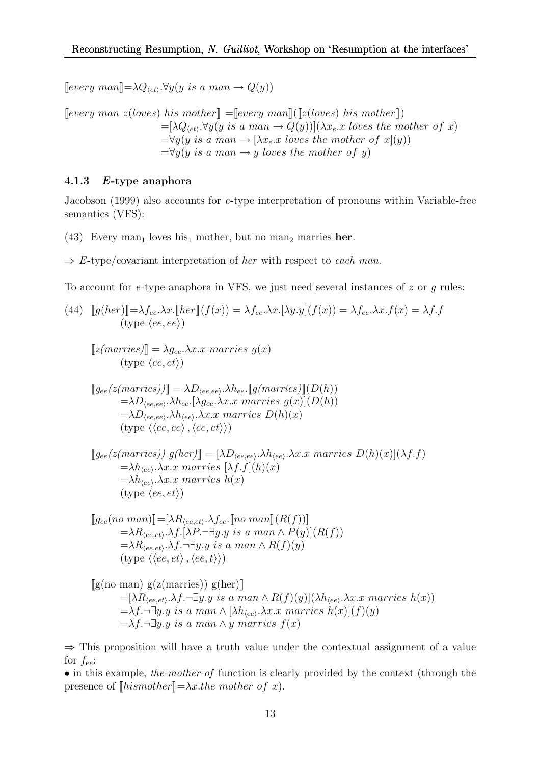$[\![every\ man]\!]=\lambda Q_{\langle et \rangle}.\forall y(y\ is\ a\ man \rightarrow Q(y))$

$$
\begin{aligned}
[\![every\ man\ z(loves)\ his\ mother]\!] &= [\![every\ man]\!]([\![z(loves)\ his\ mother]\!]) \\
&= [\lambda Q_{\langle et \rangle}.\forall y(y\ is\ a\ man \rightarrow Q(y))](\lambda x_e.x\ loves\ the\ mother\ of\ x) \\
&= \forall y(y\ is\ a\ man \rightarrow [\lambda x_e.x\ loves\ the\ mother\ of\ x](y)) \\
&= \forall y(y\ is\ a\ man \rightarrow y\ loves\ the\ mother\ of\ y)
\end{aligned}
$$

### 4.1.3 *E*-type anaphora

Jacobson (1999) also accounts for *e*-type interpretation of pronouns within Variable-free semantics (VFS):

(43) Every man$_1$ loves his$_1$ mother, but no man$_2$ marries **her**.

⇒ *E*-type/covariant interpretation of *her* with respect to *each man*.

To account for *e*-type anaphora in VFS, we just need several instances of *z* or *g* rules:

(44) $[\![g(her)]\!]=\lambda f_{ee}.\lambda x.[\![her]\!](f(x)) = \lambda f_{ee}.\lambda x.[\lambda y.y](f(x)) = \lambda f_{ee}.\lambda x.f(x) = \lambda f.f$
(type $\langle ee, ee \rangle$)

$[\![z(marries)]\!] = \lambda g_{ee}.\lambda x.x\ marries\ g(x)$
(type $\langle ee, et \rangle$)

$$
\begin{aligned}
[\![g_{ee}(z(marries))]\!] &= \lambda D_{\langle ee,ee \rangle}.\lambda h_{ee}.[\![g(marries)]\!](D(h)) \\
&= \lambda D_{\langle ee,ee \rangle}.\lambda h_{ee}.[\lambda g_{ee}.\lambda x.x\ marries\ g(x)](D(h)) \\
&= \lambda D_{\langle ee,ee \rangle}.\lambda h_{\langle ee \rangle}.\lambda x.x\ marries\ D(h)(x)
\end{aligned}
$$
(type $\langle \langle ee, ee \rangle, \langle ee, et \rangle \rangle$)

$$
\begin{aligned}
[\![g_{ee}(z(marries))\ g(her)]\!] &= [\lambda D_{\langle ee,ee \rangle}.\lambda h_{\langle ee \rangle}.\lambda x.x\ marries\ D(h)(x)](\lambda f.f) \\
&= \lambda h_{\langle ee \rangle}.\lambda x.x\ marries\ [\lambda f.f](h)(x) \\
&= \lambda h_{\langle ee \rangle}.\lambda x.x\ marries\ h(x)
\end{aligned}
$$
(type $\langle ee, et \rangle$)

$$
\begin{aligned}
[\![g_{ee}(no\ man)]\!] &= [\lambda R_{\langle ee,et \rangle}.\lambda f_{ee}.[\![no\ man]\!](R(f))] \\
&= \lambda R_{\langle ee,et \rangle}.\lambda f.[\lambda P.\neg\exists y.y\ is\ a\ man \wedge P(y)](R(f)) \\
&= \lambda R_{\langle ee,et \rangle}.\lambda f.\neg\exists y.y\ is\ a\ man \wedge R(f)(y)
\end{aligned}
$$
(type $\langle \langle ee, et \rangle, \langle ee, t \rangle \rangle$)

$$
\begin{aligned}
&[\![\text{g(no man) g(z(marries)) g(her)}]\!] \\
&= [\lambda R_{\langle ee,et \rangle}.\lambda f.\neg\exists y.y\ is\ a\ man \wedge R(f)(y)](\lambda h_{\langle ee \rangle}.\lambda x.x\ marries\ h(x)) \\
&= \lambda f.\neg\exists y.y\ is\ a\ man \wedge [\lambda h_{\langle ee \rangle}.\lambda x.x\ marries\ h(x)](f)(y) \\
&= \lambda f.\neg\exists y.y\ is\ a\ man \wedge y\ marries\ f(x)
\end{aligned}
$$

⇒ This proposition will have a truth value under the contextual assignment of a value for $f_{ee}$:

• in this example, *the-mother-of* function is clearly provided by the context (through the presence of $[\![hismother]\!]=\lambda x.the\ mother\ of\ x$).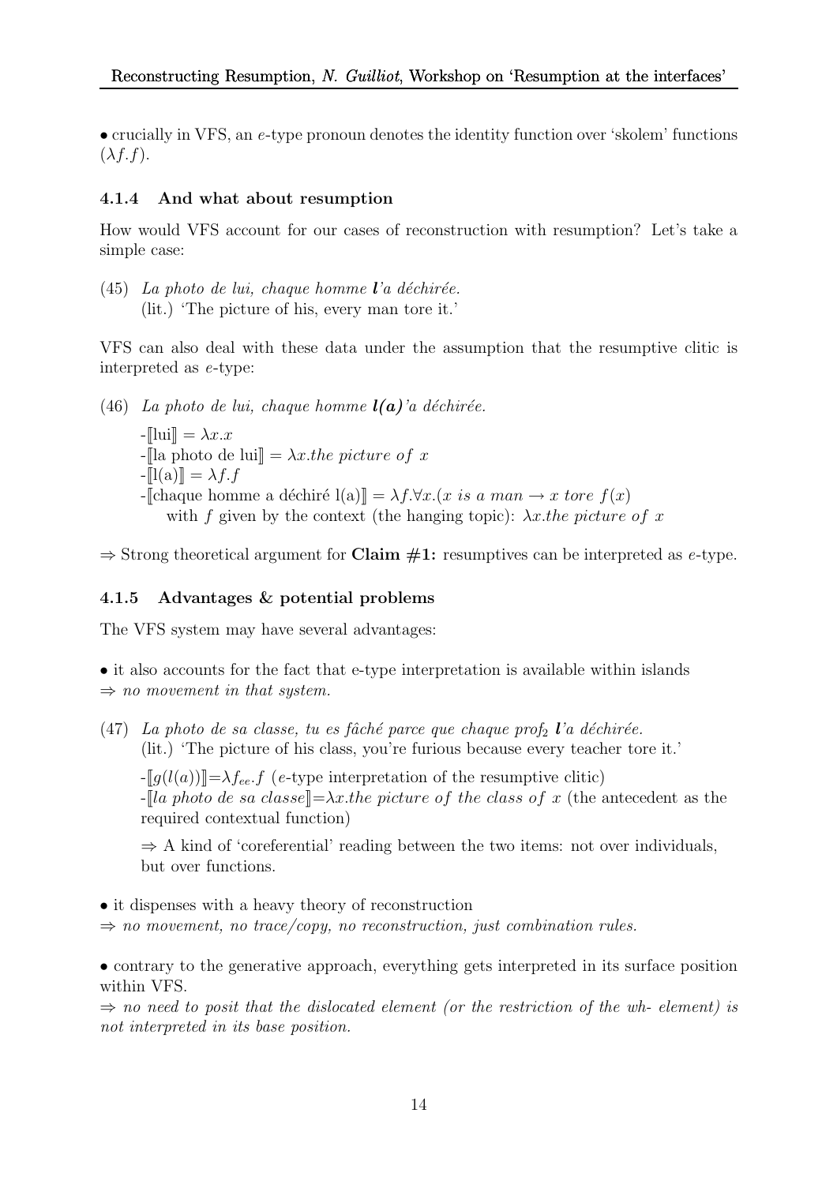• crucially in VFS, an $e$-type pronoun denotes the identity function over 'skolem' functions ($\lambda f.f$).

#### 4.1.4 And what about resumption

How would VFS account for our cases of reconstruction with resumption? Let's take a simple case:

(45) *La photo de lui, chaque homme **l**'a déchirée.*
(lit.) 'The picture of his, every man tore it.'

VFS can also deal with these data under the assumption that the resumptive clitic is interpreted as $e$-type:

(46) *La photo de lui, chaque homme **l(a)**'a déchirée.*

- $[\![\text{lui}]\!] = \lambda x.x$
- $[\![\text{la photo de lui}]\!] = \lambda x.the\ picture\ of\ x$
- $[\![\text{l(a)}]\!] = \lambda f.f$
- $[\![\text{chaque homme a déchiré l(a)}]\!] = \lambda f.\forall x.(x\ is\ a\ man \rightarrow x\ tore\ f(x)$
  with $f$ given by the context (the hanging topic): $\lambda x.the\ picture\ of\ x$

$\Rightarrow$ Strong theoretical argument for **Claim #1:** resumptives can be interpreted as $e$-type.

#### 4.1.5 Advantages & potential problems

The VFS system may have several advantages:

• it also accounts for the fact that e-type interpretation is available within islands
$\Rightarrow$ *no movement in that system.*

(47) *La photo de sa classe, tu es fâché parce que chaque prof$_2$ **l**'a déchirée.*
(lit.) 'The picture of his class, you're furious because every teacher tore it.'

- $[\![g(l(a))]\!] = \lambda f_{ee}.f$ ($e$-type interpretation of the resumptive clitic)
- $[\![la\ photo\ de\ sa\ classe]\!] = \lambda x.the\ picture\ of\ the\ class\ of\ x$ (the antecedent as the required contextual function)

$\Rightarrow$ A kind of 'coreferential' reading between the two items: not over individuals, but over functions.

• it dispenses with a heavy theory of reconstruction
$\Rightarrow$ *no movement, no trace/copy, no reconstruction, just combination rules.*

• contrary to the generative approach, everything gets interpreted in its surface position within VFS.
$\Rightarrow$ *no need to posit that the dislocated element (or the restriction of the wh- element) is not interpreted in its base position.*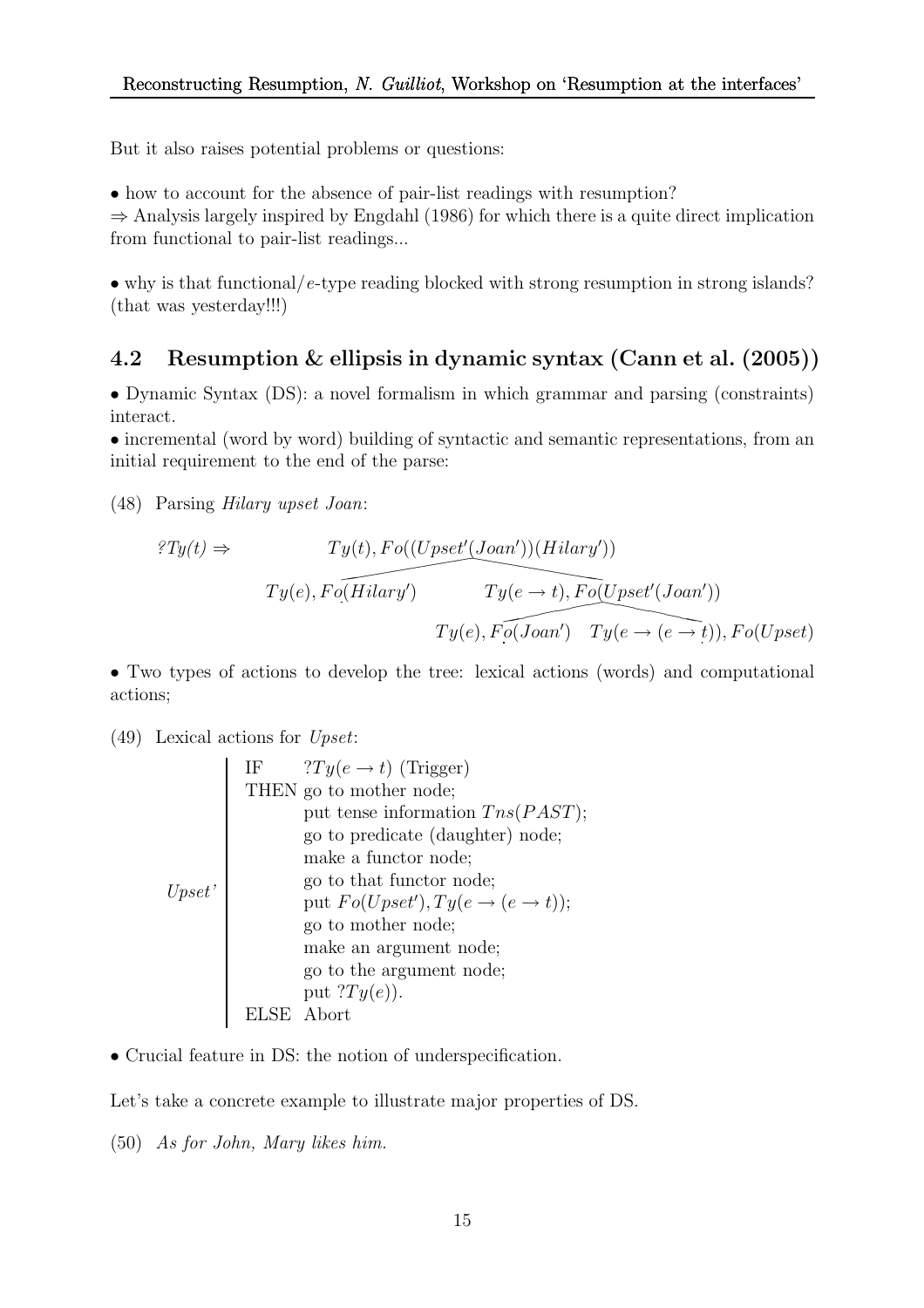But it also raises potential problems or questions:

• how to account for the absence of pair-list readings with resumption?
⇒ Analysis largely inspired by Engdahl (1986) for which there is a quite direct implication from functional to pair-list readings...

• why is that functional/$e$-type reading blocked with strong resumption in strong islands? (that was yesterday!!!)

## 4.2 Resumption & ellipsis in dynamic syntax (Cann et al. (2005))

• Dynamic Syntax (DS): a novel formalism in which grammar and parsing (constraints) interact.
• incremental (word by word) building of syntactic and semantic representations, from an initial requirement to the end of the parse:

(48) Parsing *Hilary upset Joan*:

$?Ty(t) \Rightarrow$

$$Ty(t), Fo((Upset'(Joan'))(Hilary'))$$

$$Ty(e), Fo(Hilary') \qquad Ty(e \to t), Fo(Upset'(Joan'))$$

$$Ty(e), Fo(Joan') \qquad Ty(e \to (e \to t)), Fo(Upset)$$

• Two types of actions to develop the tree: lexical actions (words) and computational actions;

(49) Lexical actions for *Upset*:

*Upset'*
- IF $?Ty(e \to t)$ (Trigger)
- THEN go to mother node;
  - put tense information $Tns(PAST)$;
  - go to predicate (daughter) node;
  - make a functor node;
  - go to that functor node;
  - put $Fo(Upset'), Ty(e \to (e \to t))$;
  - go to mother node;
  - make an argument node;
  - go to the argument node;
  - put $?Ty(e)$).
- ELSE Abort

• Crucial feature in DS: the notion of underspecification.

Let's take a concrete example to illustrate major properties of DS.

(50) *As for John, Mary likes him.*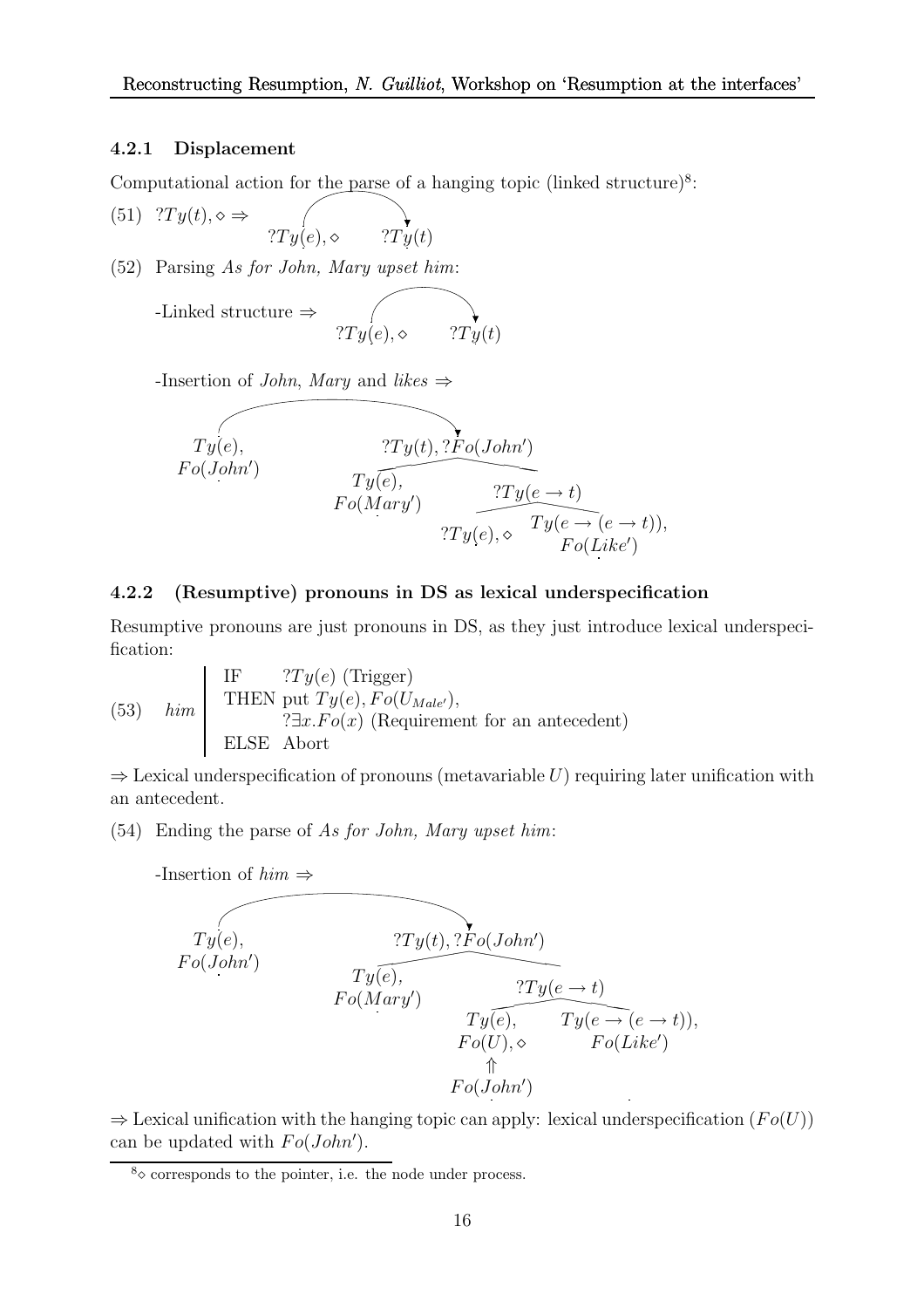#### 4.2.1 Displacement

Computational action for the parse of a hanging topic (linked structure)[8]:

(51) $?Ty(t), \diamond \Rightarrow$ $?Ty(e), \diamond$ $\quad ?Ty(t)$

(52) Parsing *As for John, Mary upset him*:

-Linked structure $\Rightarrow$ $?Ty(e), \diamond$ $\quad ?Ty(t)$

-Insertion of *John*, *Mary* and *likes* $\Rightarrow$

$Ty(e), Fo(John')$ — $?Ty(t), ?Fo(John')$ [ $Ty(e), Fo(Mary')$ ; $?Ty(e \rightarrow t)$ [ $?Ty(e), \diamond$ ; $Ty(e \rightarrow (e \rightarrow t)), Fo(Like')$ ] ]

#### 4.2.2 (Resumptive) pronouns in DS as lexical underspecification

Resumptive pronouns are just pronouns in DS, as they just introduce lexical underspecification:

(53) *him*
| IF $?Ty(e)$ (Trigger)
| THEN put $Ty(e), Fo(U_{Male'})$,
| $?\exists x.Fo(x)$ (Requirement for an antecedent)
| ELSE Abort

$\Rightarrow$ Lexical underspecification of pronouns (metavariable $U$) requiring later unification with an antecedent.

(54) Ending the parse of *As for John, Mary upset him*:

-Insertion of *him* $\Rightarrow$

$Ty(e), Fo(John')$ — $?Ty(t), ?Fo(John')$ [ $Ty(e), Fo(Mary')$ ; $?Ty(e \rightarrow t)$ [ $Ty(e), Fo(U), \diamond$ $\Uparrow$ $Fo(John')$ ; $Ty(e \rightarrow (e \rightarrow t)), Fo(Like')$ ] ]

$\Rightarrow$ Lexical unification with the hanging topic can apply: lexical underspecification ($Fo(U)$) can be updated with $Fo(John')$.

[8] $\diamond$ corresponds to the pointer, i.e. the node under process.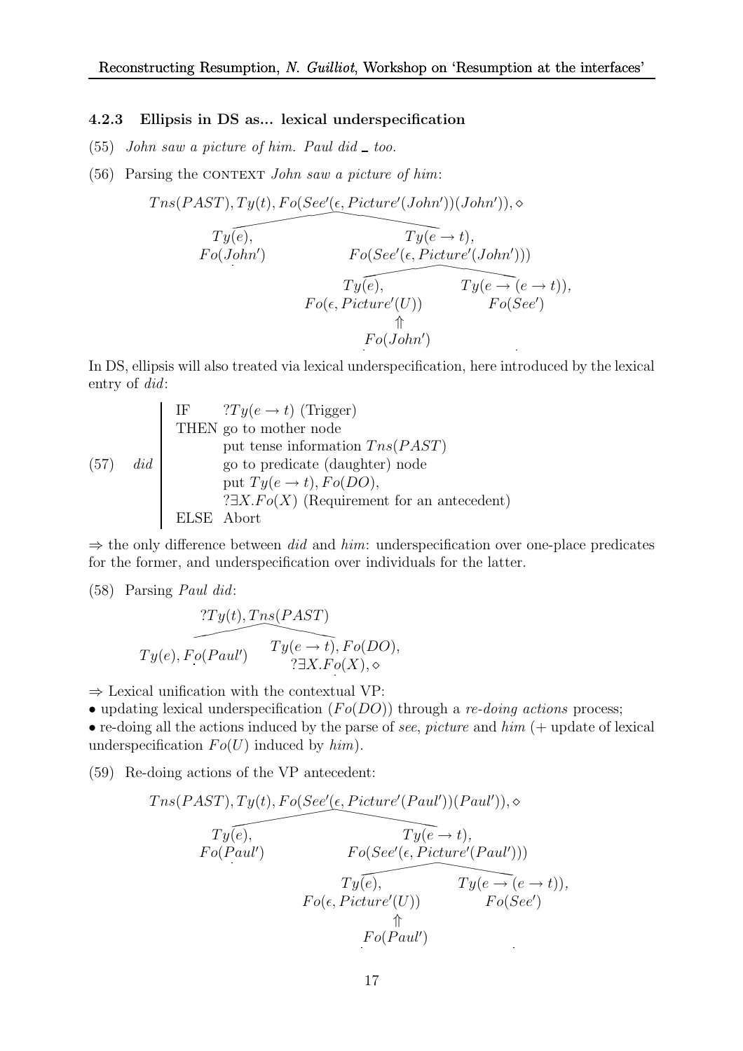### 4.2.3 Ellipsis in DS as... lexical underspecification

(55) *John saw a picture of him. Paul did _ too.*

(56) Parsing the CONTEXT *John saw a picture of him*:

$$Tns(PAST), Ty(t), Fo(See'(\epsilon, Picture'(John'))(John')), \diamond$$

- $Ty(e)$, $Fo(John')$
- $Ty(e \rightarrow t)$, $Fo(See'(\epsilon, Picture'(John')))$
  - $Ty(e)$, $Fo(\epsilon, Picture'(U))$ $\Uparrow$ $Fo(John')$
  - $Ty(e \rightarrow (e \rightarrow t))$, $Fo(See')$

In DS, ellipsis will also treated via lexical underspecification, here introduced by the lexical entry of *did*:

(57) *did*

| | |
|---|---|
| IF | $?Ty(e \rightarrow t)$ (Trigger) |
| THEN | go to mother node |
| | put tense information $Tns(PAST)$ |
| | go to predicate (daughter) node |
| | put $Ty(e \rightarrow t), Fo(DO)$, |
| | $?\exists X.Fo(X)$ (Requirement for an antecedent) |
| ELSE | Abort |

$\Rightarrow$ the only difference between *did* and *him*: underspecification over one-place predicates for the former, and underspecification over individuals for the latter.

(58) Parsing *Paul did*:

$$?Ty(t), Tns(PAST)$$

- $Ty(e), Fo(Paul')$
- $Ty(e \rightarrow t), Fo(DO)$, $?\exists X.Fo(X), \diamond$

$\Rightarrow$ Lexical unification with the contextual VP:

- updating lexical underspecification ($Fo(DO)$) through a *re-doing actions* process;
- re-doing all the actions induced by the parse of *see*, *picture* and *him* (+ update of lexical underspecification $Fo(U)$ induced by *him*).

(59) Re-doing actions of the VP antecedent:

$$Tns(PAST), Ty(t), Fo(See'(\epsilon, Picture'(Paul'))(Paul')), \diamond$$

- $Ty(e)$, $Fo(Paul')$
- $Ty(e \rightarrow t)$, $Fo(See'(\epsilon, Picture'(Paul')))$
  - $Ty(e)$, $Fo(\epsilon, Picture'(U))$ $\Uparrow$ $Fo(Paul')$
  - $Ty(e \rightarrow (e \rightarrow t))$, $Fo(See')$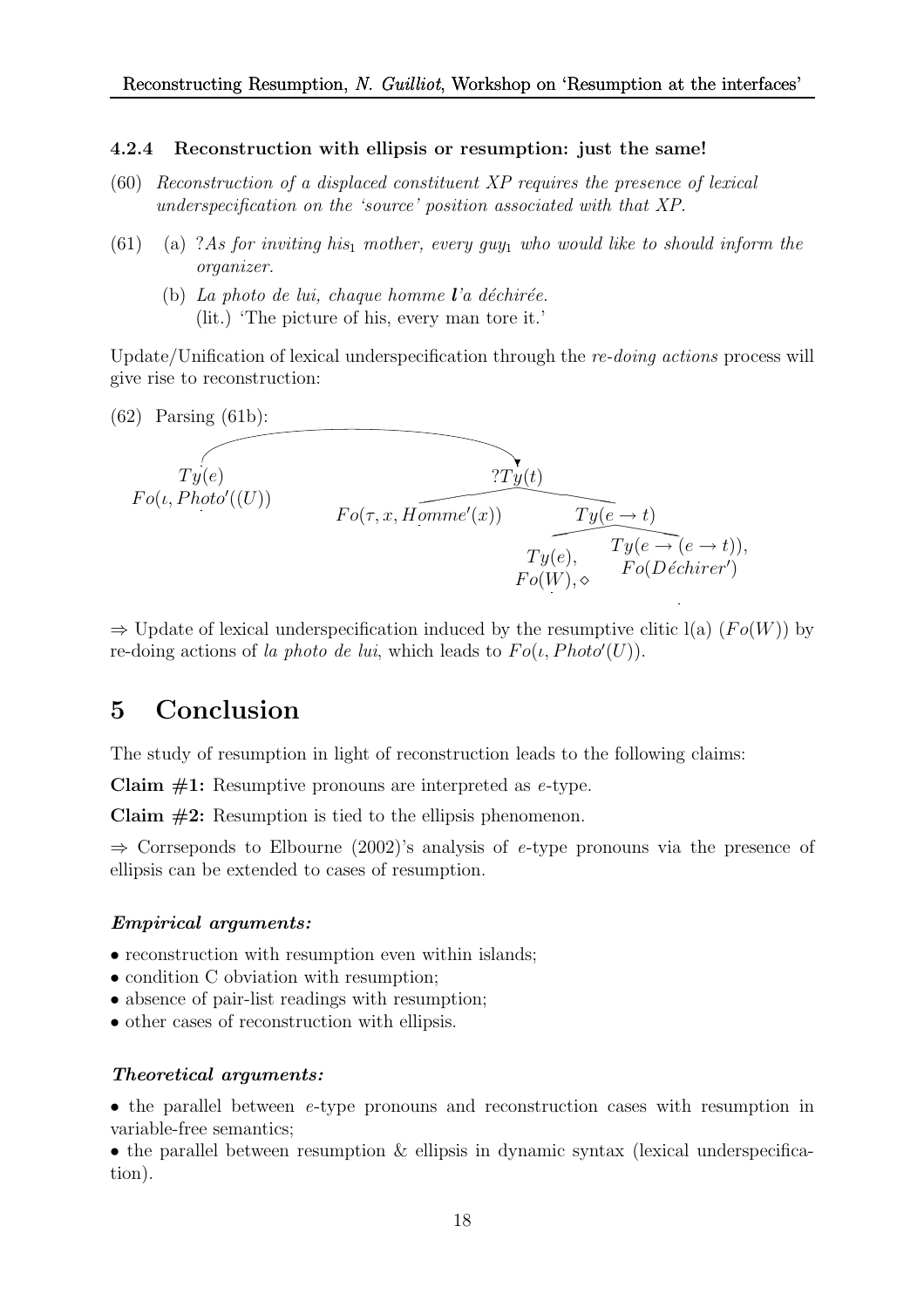### 4.2.4 Reconstruction with ellipsis or resumption: just the same!

(60) *Reconstruction of a displaced constituent XP requires the presence of lexical underspecification on the 'source' position associated with that XP.*

(61) (a) ?*As for inviting his*$_1$ *mother, every guy*$_1$ *who would like to should inform the organizer.*

(b) *La photo de lui, chaque homme* ***l'****a déchirée.*
(lit.) 'The picture of his, every man tore it.'

Update/Unification of lexical underspecification through the *re-doing actions* process will give rise to reconstruction:

(62) Parsing (61b):

$Ty(e)$, $Fo(\iota, Photo'((U))$ [linked to] $?Ty(t)$
- $Fo(\tau, x, Homme'(x))$
- $Ty(e \rightarrow t)$
  - $Ty(e)$, $Fo(W), \diamond$
  - $Ty(e \rightarrow (e \rightarrow t))$, $Fo(D\acute{e}chirer')$

$\Rightarrow$ Update of lexical underspecification induced by the resumptive clitic l(a) ($Fo(W)$) by re-doing actions of *la photo de lui*, which leads to $Fo(\iota, Photo'(U))$.

# 5 Conclusion

The study of resumption in light of reconstruction leads to the following claims:

**Claim #1:** Resumptive pronouns are interpreted as *e*-type.

**Claim #2:** Resumption is tied to the ellipsis phenomenon.

$\Rightarrow$ Corrseponds to Elbourne (2002)'s analysis of *e*-type pronouns via the presence of ellipsis can be extended to cases of resumption.

#### *Empirical arguments:*

- reconstruction with resumption even within islands;
- condition C obviation with resumption;
- absence of pair-list readings with resumption;
- other cases of reconstruction with ellipsis.

#### *Theoretical arguments:*

- the parallel between *e*-type pronouns and reconstruction cases with resumption in variable-free semantics;
- the parallel between resumption & ellipsis in dynamic syntax (lexical underspecification).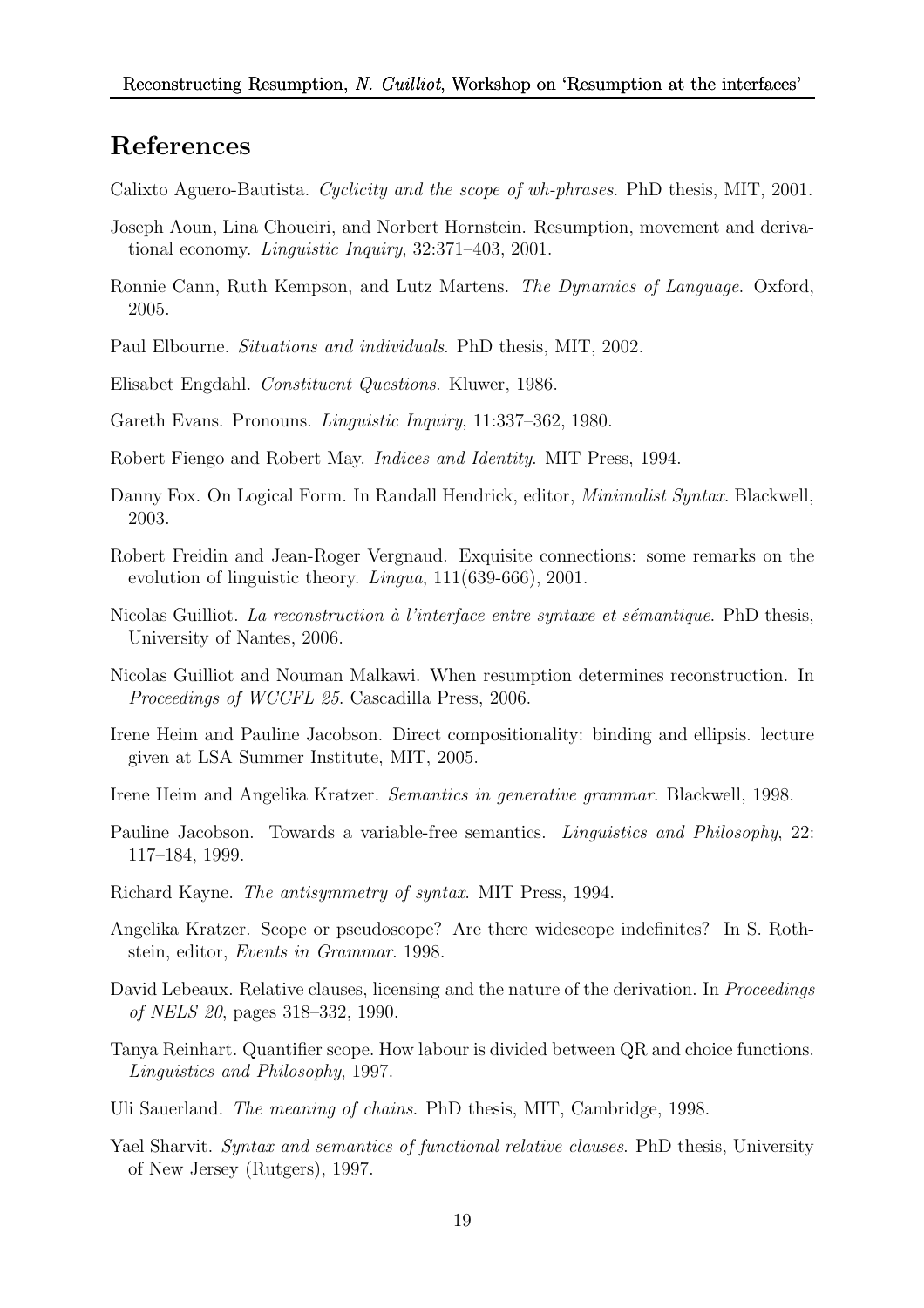## References

Calixto Aguero-Bautista. *Cyclicity and the scope of wh-phrases*. PhD thesis, MIT, 2001.

Joseph Aoun, Lina Choueiri, and Norbert Hornstein. Resumption, movement and derivational economy. *Linguistic Inquiry*, 32:371–403, 2001.

Ronnie Cann, Ruth Kempson, and Lutz Martens. *The Dynamics of Language*. Oxford, 2005.

Paul Elbourne. *Situations and individuals*. PhD thesis, MIT, 2002.

Elisabet Engdahl. *Constituent Questions*. Kluwer, 1986.

Gareth Evans. Pronouns. *Linguistic Inquiry*, 11:337–362, 1980.

Robert Fiengo and Robert May. *Indices and Identity*. MIT Press, 1994.

Danny Fox. On Logical Form. In Randall Hendrick, editor, *Minimalist Syntax*. Blackwell, 2003.

Robert Freidin and Jean-Roger Vergnaud. Exquisite connections: some remarks on the evolution of linguistic theory. *Lingua*, 111(639-666), 2001.

Nicolas Guilliot. *La reconstruction à l'interface entre syntaxe et sémantique*. PhD thesis, University of Nantes, 2006.

Nicolas Guilliot and Nouman Malkawi. When resumption determines reconstruction. In *Proceedings of WCCFL 25*. Cascadilla Press, 2006.

Irene Heim and Pauline Jacobson. Direct compositionality: binding and ellipsis. lecture given at LSA Summer Institute, MIT, 2005.

Irene Heim and Angelika Kratzer. *Semantics in generative grammar*. Blackwell, 1998.

Pauline Jacobson. Towards a variable-free semantics. *Linguistics and Philosophy*, 22: 117–184, 1999.

Richard Kayne. *The antisymmetry of syntax*. MIT Press, 1994.

Angelika Kratzer. Scope or pseudoscope? Are there widescope indefinites? In S. Rothstein, editor, *Events in Grammar*. 1998.

David Lebeaux. Relative clauses, licensing and the nature of the derivation. In *Proceedings of NELS 20*, pages 318–332, 1990.

Tanya Reinhart. Quantifier scope. How labour is divided between QR and choice functions. *Linguistics and Philosophy*, 1997.

Uli Sauerland. *The meaning of chains*. PhD thesis, MIT, Cambridge, 1998.

Yael Sharvit. *Syntax and semantics of functional relative clauses*. PhD thesis, University of New Jersey (Rutgers), 1997.